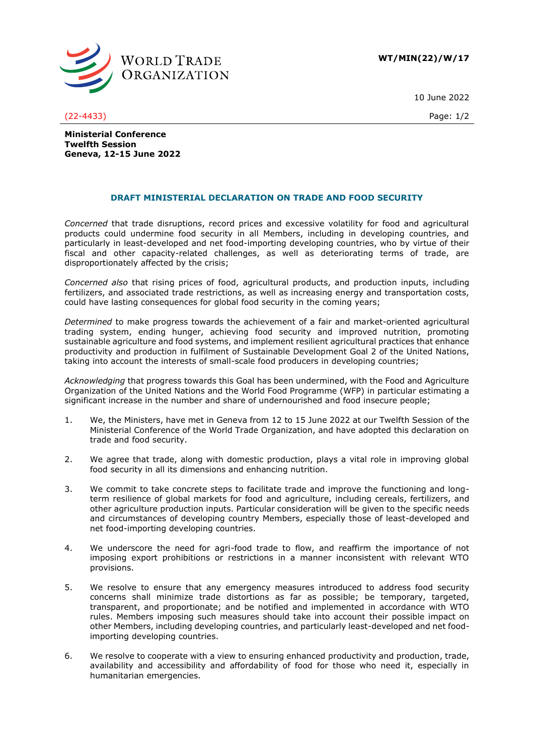**WT/MIN(22)/W/17**

10 June 2022

(22-4433)

**Ministerial Conference**
**Twelfth Session**
**Geneva, 12-15 June 2022**

## DRAFT MINISTERIAL DECLARATION ON TRADE AND FOOD SECURITY

*Concerned* that trade disruptions, record prices and excessive volatility for food and agricultural products could undermine food security in all Members, including in developing countries, and particularly in least-developed and net food-importing developing countries, who by virtue of their fiscal and other capacity-related challenges, as well as deteriorating terms of trade, are disproportionately affected by the crisis;

*Concerned also* that rising prices of food, agricultural products, and production inputs, including fertilizers, and associated trade restrictions, as well as increasing energy and transportation costs, could have lasting consequences for global food security in the coming years;

*Determined* to make progress towards the achievement of a fair and market-oriented agricultural trading system, ending hunger, achieving food security and improved nutrition, promoting sustainable agriculture and food systems, and implement resilient agricultural practices that enhance productivity and production in fulfilment of Sustainable Development Goal 2 of the United Nations, taking into account the interests of small-scale food producers in developing countries;

*Acknowledging* that progress towards this Goal has been undermined, with the Food and Agriculture Organization of the United Nations and the World Food Programme (WFP) in particular estimating a significant increase in the number and share of undernourished and food insecure people;

1. We, the Ministers, have met in Geneva from 12 to 15 June 2022 at our Twelfth Session of the Ministerial Conference of the World Trade Organization, and have adopted this declaration on trade and food security.

2. We agree that trade, along with domestic production, plays a vital role in improving global food security in all its dimensions and enhancing nutrition.

3. We commit to take concrete steps to facilitate trade and improve the functioning and long-term resilience of global markets for food and agriculture, including cereals, fertilizers, and other agriculture production inputs. Particular consideration will be given to the specific needs and circumstances of developing country Members, especially those of least-developed and net food-importing developing countries.

4. We underscore the need for agri-food trade to flow, and reaffirm the importance of not imposing export prohibitions or restrictions in a manner inconsistent with relevant WTO provisions.

5. We resolve to ensure that any emergency measures introduced to address food security concerns shall minimize trade distortions as far as possible; be temporary, targeted, transparent, and proportionate; and be notified and implemented in accordance with WTO rules. Members imposing such measures should take into account their possible impact on other Members, including developing countries, and particularly least-developed and net food-importing developing countries.

6. We resolve to cooperate with a view to ensuring enhanced productivity and production, trade, availability and accessibility and affordability of food for those who need it, especially in humanitarian emergencies.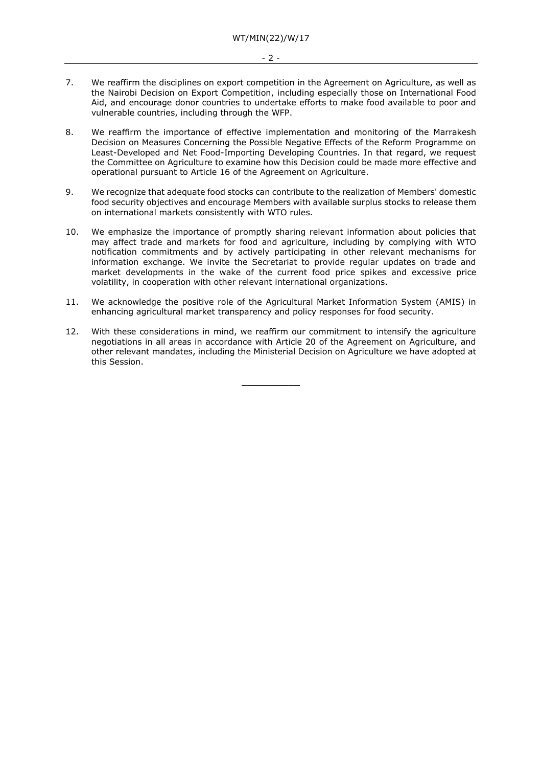7. We reaffirm the disciplines on export competition in the Agreement on Agriculture, as well as the Nairobi Decision on Export Competition, including especially those on International Food Aid, and encourage donor countries to undertake efforts to make food available to poor and vulnerable countries, including through the WFP.

8. We reaffirm the importance of effective implementation and monitoring of the Marrakesh Decision on Measures Concerning the Possible Negative Effects of the Reform Programme on Least-Developed and Net Food-Importing Developing Countries. In that regard, we request the Committee on Agriculture to examine how this Decision could be made more effective and operational pursuant to Article 16 of the Agreement on Agriculture.

9. We recognize that adequate food stocks can contribute to the realization of Members' domestic food security objectives and encourage Members with available surplus stocks to release them on international markets consistently with WTO rules.

10. We emphasize the importance of promptly sharing relevant information about policies that may affect trade and markets for food and agriculture, including by complying with WTO notification commitments and by actively participating in other relevant mechanisms for information exchange. We invite the Secretariat to provide regular updates on trade and market developments in the wake of the current food price spikes and excessive price volatility, in cooperation with other relevant international organizations.

11. We acknowledge the positive role of the Agricultural Market Information System (AMIS) in enhancing agricultural market transparency and policy responses for food security.

12. With these considerations in mind, we reaffirm our commitment to intensify the agriculture negotiations in all areas in accordance with Article 20 of the Agreement on Agriculture, and other relevant mandates, including the Ministerial Decision on Agriculture we have adopted at this Session.

__________